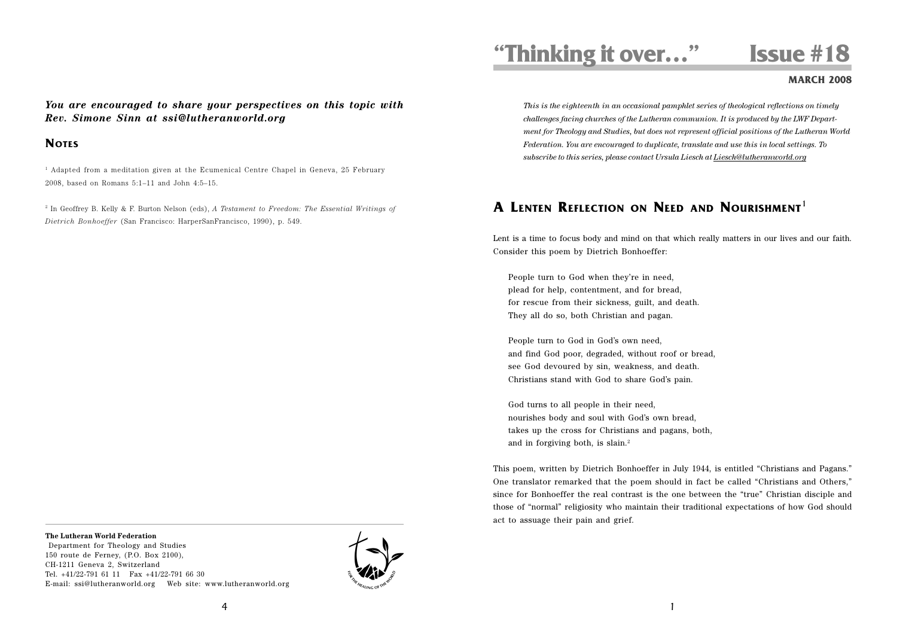# "Thinking it over…" Issue #18

**MARCH 2008**

*This is the eighteenth in an occasional pamphlet series of theological reflections on timely challenges facing churches of the Lutheran communion. It is produced by the LWF Department for Theology and Studies, but does not represent official positions of the Lutheran World Federation. You are encouraged to duplicate, translate and use this in local settings. To subscribe to this series, please contact Ursula Liesch at Liesch@lutheranworld.org*

## A Lenten Reflection on Need and Nourishment[1]

Lent is a time to focus body and mind on that which really matters in our lives and our faith. Consider this poem by Dietrich Bonhoeffer:

> People turn to God when they're in need,
> plead for help, contentment, and for bread,
> for rescue from their sickness, guilt, and death.
> They all do so, both Christian and pagan.
>
> People turn to God in God's own need,
> and find God poor, degraded, without roof or bread,
> see God devoured by sin, weakness, and death.
> Christians stand with God to share God's pain.
>
> God turns to all people in their need,
> nourishes body and soul with God's own bread,
> takes up the cross for Christians and pagans, both,
> and in forgiving both, is slain.[2]

This poem, written by Dietrich Bonhoeffer in July 1944, is entitled "Christians and Pagans." One translator remarked that the poem should in fact be called "Christians and Others," since for Bonhoeffer the real contrast is the one between the "true" Christian disciple and those of "normal" religiosity who maintain their traditional expectations of how God should act to assuage their pain and grief.

***You are encouraged to share your perspectives on this topic with Rev. Simone Sinn at ssi@lutheranworld.org***

## Notes

[1] Adapted from a meditation given at the Ecumenical Centre Chapel in Geneva, 25 February 2008, based on Romans 5:1–11 and John 4:5–15.

[2] In Geoffrey B. Kelly & F. Burton Nelson (eds), *A Testament to Freedom: The Essential Writings of Dietrich Bonhoeffer* (San Francisco: HarperSanFrancisco, 1990), p. 549.

**The Lutheran World Federation**
Department for Theology and Studies
150 route de Ferney, (P.O. Box 2100),
CH-1211 Geneva 2, Switzerland
Tel. +41/22-791 61 11 Fax +41/22-791 66 30
E-mail: ssi@lutheranworld.org Web site: www.lutheranworld.org

FOR THE HEALING OF THE WORLD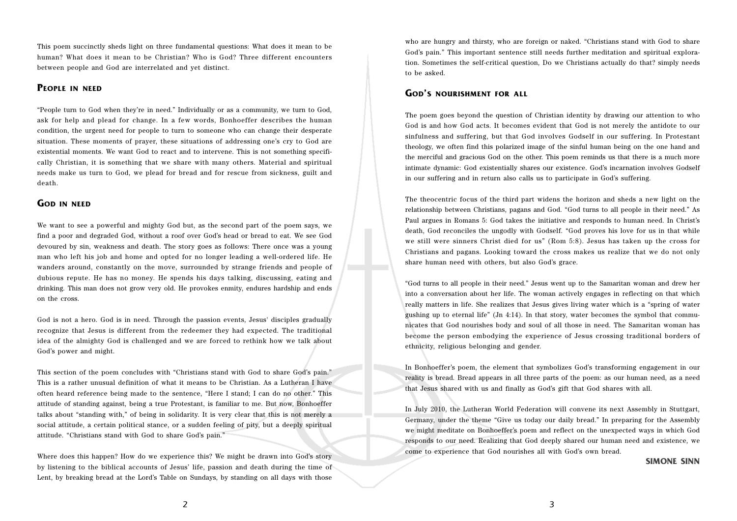This poem succinctly sheds light on three fundamental questions: What does it mean to be human? What does it mean to be Christian? Who is God? Three different encounters between people and God are interrelated and yet distinct.

## People in need

"People turn to God when they're in need." Individually or as a community, we turn to God, ask for help and plead for change. In a few words, Bonhoeffer describes the human condition, the urgent need for people to turn to someone who can change their desperate situation. These moments of prayer, these situations of addressing one's cry to God are existential moments. We want God to react and to intervene. This is not something specifically Christian, it is something that we share with many others. Material and spiritual needs make us turn to God, we plead for bread and for rescue from sickness, guilt and death.

## God in need

We want to see a powerful and mighty God but, as the second part of the poem says, we find a poor and degraded God, without a roof over God's head or bread to eat. We see God devoured by sin, weakness and death. The story goes as follows: There once was a young man who left his job and home and opted for no longer leading a well-ordered life. He wanders around, constantly on the move, surrounded by strange friends and people of dubious repute. He has no money. He spends his days talking, discussing, eating and drinking. This man does not grow very old. He provokes enmity, endures hardship and ends on the cross.

God is not a hero. God is in need. Through the passion events, Jesus' disciples gradually recognize that Jesus is different from the redeemer they had expected. The traditional idea of the almighty God is challenged and we are forced to rethink how we talk about God's power and might.

This section of the poem concludes with "Christians stand with God to share God's pain." This is a rather unusual definition of what it means to be Christian. As a Lutheran I have often heard reference being made to the sentence, "Here I stand; I can do no other." This attitude of standing against, being a true Protestant, is familiar to me. But now, Bonhoeffer talks about "standing with," of being in solidarity. It is very clear that this is not merely a social attitude, a certain political stance, or a sudden feeling of pity, but a deeply spiritual attitude. "Christians stand with God to share God's pain."

Where does this happen? How do we experience this? We might be drawn into God's story by listening to the biblical accounts of Jesus' life, passion and death during the time of Lent, by breaking bread at the Lord's Table on Sundays, by standing on all days with those who are hungry and thirsty, who are foreign or naked. "Christians stand with God to share God's pain." This important sentence still needs further meditation and spiritual exploration. Sometimes the self-critical question, Do we Christians actually do that? simply needs to be asked.

## God's nourishment for all

The poem goes beyond the question of Christian identity by drawing our attention to who God is and how God acts. It becomes evident that God is not merely the antidote to our sinfulness and suffering, but that God involves Godself in our suffering. In Protestant theology, we often find this polarized image of the sinful human being on the one hand and the merciful and gracious God on the other. This poem reminds us that there is a much more intimate dynamic: God existentially shares our existence. God's incarnation involves Godself in our suffering and in return also calls us to participate in God's suffering.

The theocentric focus of the third part widens the horizon and sheds a new light on the relationship between Christians, pagans and God. "God turns to all people in their need." As Paul argues in Romans 5: God takes the initiative and responds to human need. In Christ's death, God reconciles the ungodly with Godself. "God proves his love for us in that while we still were sinners Christ died for us" (Rom 5:8). Jesus has taken up the cross for Christians and pagans. Looking toward the cross makes us realize that we do not only share human need with others, but also God's grace.

"God turns to all people in their need." Jesus went up to the Samaritan woman and drew her into a conversation about her life. The woman actively engages in reflecting on that which really matters in life. She realizes that Jesus gives living water which is a "spring of water gushing up to eternal life" (Jn 4:14). In that story, water becomes the symbol that communicates that God nourishes body and soul of all those in need. The Samaritan woman has become the person embodying the experience of Jesus crossing traditional borders of ethnicity, religious belonging and gender.

In Bonhoeffer's poem, the element that symbolizes God's transforming engagement in our reality is bread. Bread appears in all three parts of the poem: as our human need, as a need that Jesus shared with us and finally as God's gift that God shares with all.

In July 2010, the Lutheran World Federation will convene its next Assembly in Stuttgart, Germany, under the theme "Give us today our daily bread." In preparing for the Assembly we might meditate on Bonhoeffer's poem and reflect on the unexpected ways in which God responds to our need. Realizing that God deeply shared our human need and existence, we come to experience that God nourishes all with God's own bread.

**SIMONE SINN**